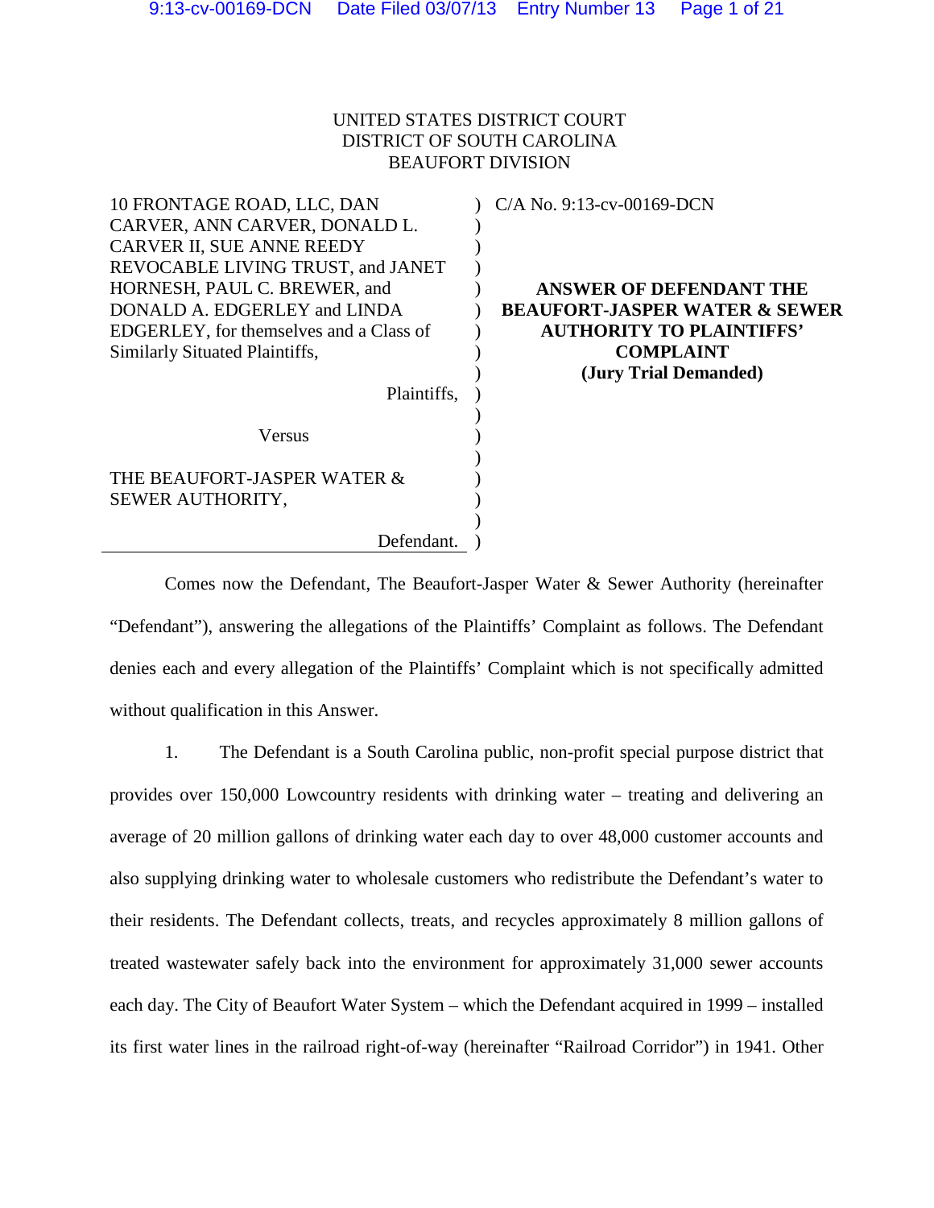UNITED STATES DISTRICT COURT
DISTRICT OF SOUTH CAROLINA
BEAUFORT DIVISION

10 FRONTAGE ROAD, LLC, DAN CARVER, ANN CARVER, DONALD L. CARVER II, SUE ANNE REEDY REVOCABLE LIVING TRUST, and JANET HORNESH, PAUL C. BREWER, and DONALD A. EDGERLEY and LINDA EDGERLEY, for themselves and a Class of Similarly Situated Plaintiffs,

Plaintiffs,

Versus

THE BEAUFORT-JASPER WATER & SEWER AUTHORITY,

Defendant.

C/A No. 9:13-cv-00169-DCN

**ANSWER OF DEFENDANT THE BEAUFORT-JASPER WATER & SEWER AUTHORITY TO PLAINTIFFS' COMPLAINT**
**(Jury Trial Demanded)**

Comes now the Defendant, The Beaufort-Jasper Water & Sewer Authority (hereinafter "Defendant"), answering the allegations of the Plaintiffs' Complaint as follows. The Defendant denies each and every allegation of the Plaintiffs' Complaint which is not specifically admitted without qualification in this Answer.

1. The Defendant is a South Carolina public, non-profit special purpose district that provides over 150,000 Lowcountry residents with drinking water – treating and delivering an average of 20 million gallons of drinking water each day to over 48,000 customer accounts and also supplying drinking water to wholesale customers who redistribute the Defendant's water to their residents. The Defendant collects, treats, and recycles approximately 8 million gallons of treated wastewater safely back into the environment for approximately 31,000 sewer accounts each day. The City of Beaufort Water System – which the Defendant acquired in 1999 – installed its first water lines in the railroad right-of-way (hereinafter "Railroad Corridor") in 1941. Other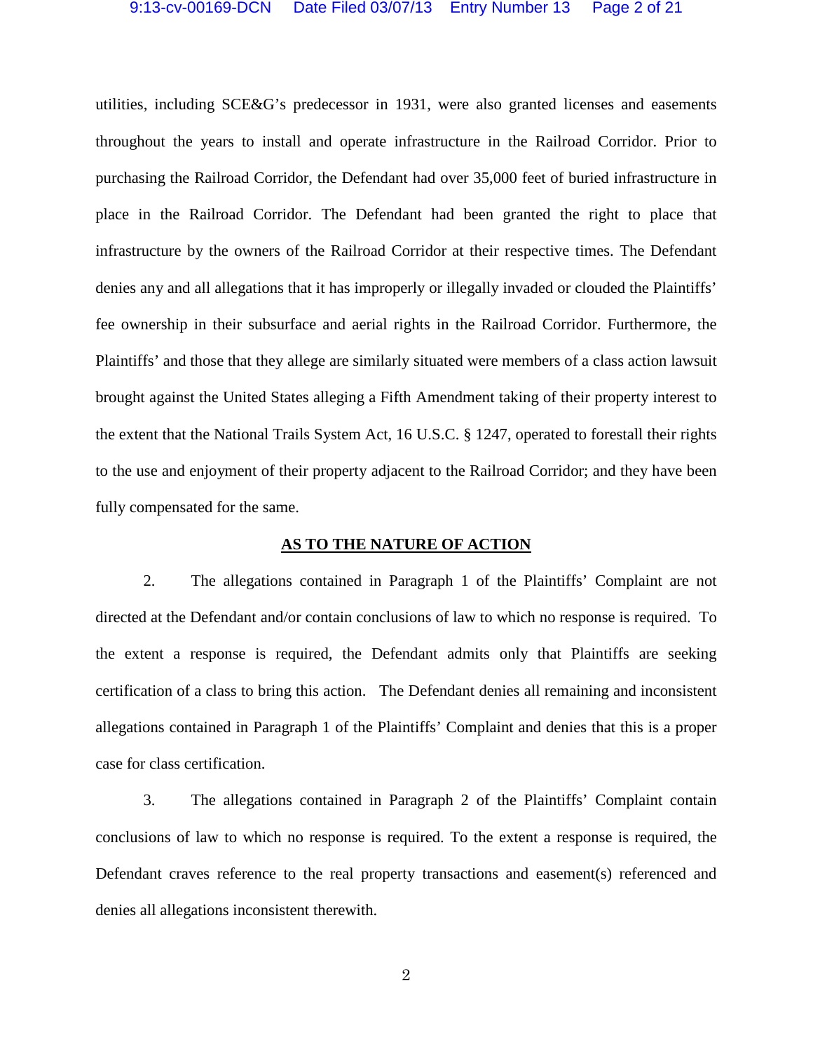utilities, including SCE&G's predecessor in 1931, were also granted licenses and easements throughout the years to install and operate infrastructure in the Railroad Corridor. Prior to purchasing the Railroad Corridor, the Defendant had over 35,000 feet of buried infrastructure in place in the Railroad Corridor. The Defendant had been granted the right to place that infrastructure by the owners of the Railroad Corridor at their respective times. The Defendant denies any and all allegations that it has improperly or illegally invaded or clouded the Plaintiffs' fee ownership in their subsurface and aerial rights in the Railroad Corridor. Furthermore, the Plaintiffs' and those that they allege are similarly situated were members of a class action lawsuit brought against the United States alleging a Fifth Amendment taking of their property interest to the extent that the National Trails System Act, 16 U.S.C. § 1247, operated to forestall their rights to the use and enjoyment of their property adjacent to the Railroad Corridor; and they have been fully compensated for the same.

**AS TO THE NATURE OF ACTION**

2. The allegations contained in Paragraph 1 of the Plaintiffs' Complaint are not directed at the Defendant and/or contain conclusions of law to which no response is required. To the extent a response is required, the Defendant admits only that Plaintiffs are seeking certification of a class to bring this action. The Defendant denies all remaining and inconsistent allegations contained in Paragraph 1 of the Plaintiffs' Complaint and denies that this is a proper case for class certification.

3. The allegations contained in Paragraph 2 of the Plaintiffs' Complaint contain conclusions of law to which no response is required. To the extent a response is required, the Defendant craves reference to the real property transactions and easement(s) referenced and denies all allegations inconsistent therewith.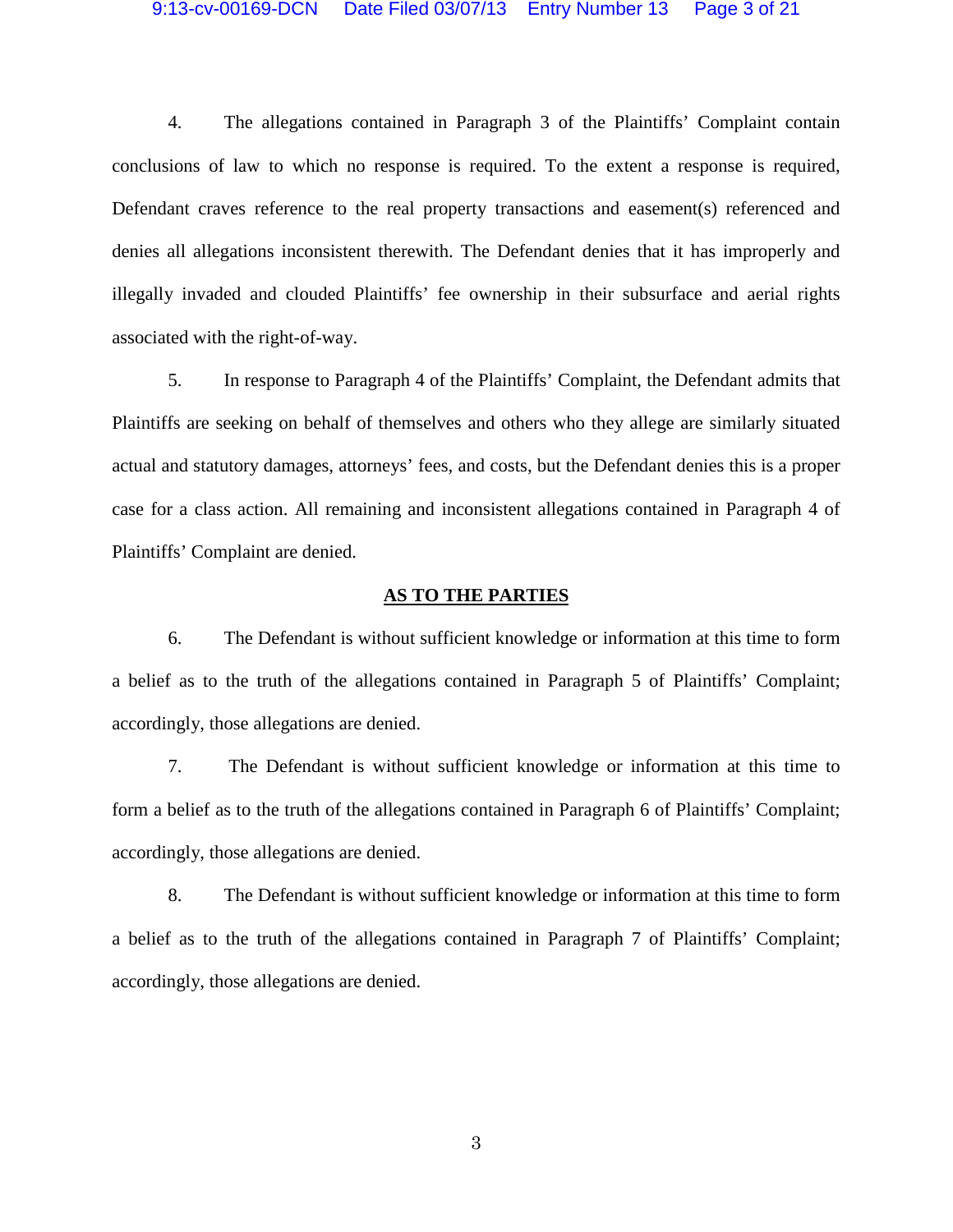4. The allegations contained in Paragraph 3 of the Plaintiffs' Complaint contain conclusions of law to which no response is required. To the extent a response is required, Defendant craves reference to the real property transactions and easement(s) referenced and denies all allegations inconsistent therewith. The Defendant denies that it has improperly and illegally invaded and clouded Plaintiffs' fee ownership in their subsurface and aerial rights associated with the right-of-way.

5. In response to Paragraph 4 of the Plaintiffs' Complaint, the Defendant admits that Plaintiffs are seeking on behalf of themselves and others who they allege are similarly situated actual and statutory damages, attorneys' fees, and costs, but the Defendant denies this is a proper case for a class action. All remaining and inconsistent allegations contained in Paragraph 4 of Plaintiffs' Complaint are denied.

**AS TO THE PARTIES**

6. The Defendant is without sufficient knowledge or information at this time to form a belief as to the truth of the allegations contained in Paragraph 5 of Plaintiffs' Complaint; accordingly, those allegations are denied.

7. The Defendant is without sufficient knowledge or information at this time to form a belief as to the truth of the allegations contained in Paragraph 6 of Plaintiffs' Complaint; accordingly, those allegations are denied.

8. The Defendant is without sufficient knowledge or information at this time to form a belief as to the truth of the allegations contained in Paragraph 7 of Plaintiffs' Complaint; accordingly, those allegations are denied.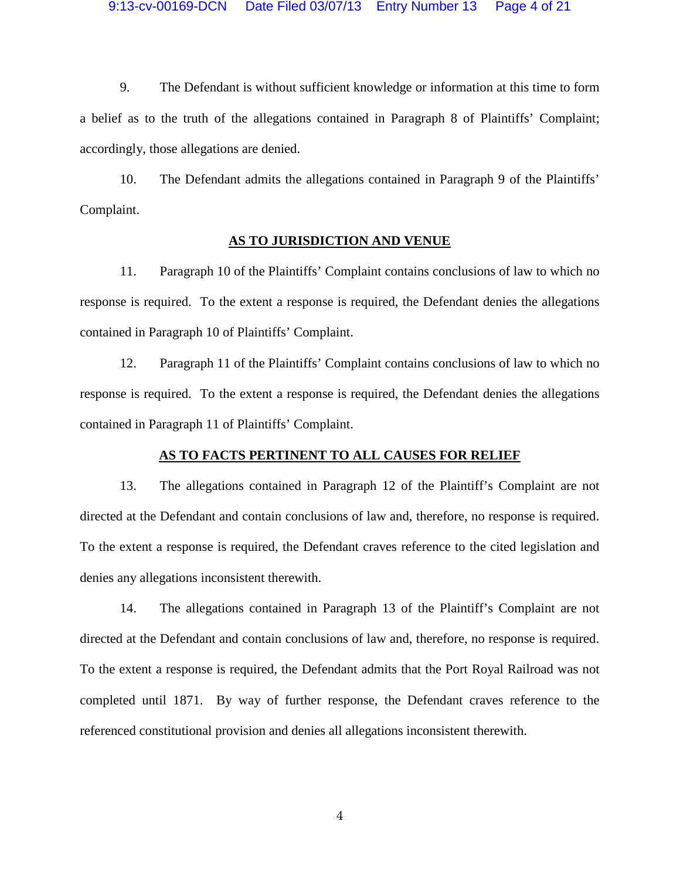9. The Defendant is without sufficient knowledge or information at this time to form a belief as to the truth of the allegations contained in Paragraph 8 of Plaintiffs' Complaint; accordingly, those allegations are denied.

10. The Defendant admits the allegations contained in Paragraph 9 of the Plaintiffs' Complaint.

**AS TO JURISDICTION AND VENUE**

11. Paragraph 10 of the Plaintiffs' Complaint contains conclusions of law to which no response is required. To the extent a response is required, the Defendant denies the allegations contained in Paragraph 10 of Plaintiffs' Complaint.

12. Paragraph 11 of the Plaintiffs' Complaint contains conclusions of law to which no response is required. To the extent a response is required, the Defendant denies the allegations contained in Paragraph 11 of Plaintiffs' Complaint.

**AS TO FACTS PERTINENT TO ALL CAUSES FOR RELIEF**

13. The allegations contained in Paragraph 12 of the Plaintiff's Complaint are not directed at the Defendant and contain conclusions of law and, therefore, no response is required. To the extent a response is required, the Defendant craves reference to the cited legislation and denies any allegations inconsistent therewith.

14. The allegations contained in Paragraph 13 of the Plaintiff's Complaint are not directed at the Defendant and contain conclusions of law and, therefore, no response is required. To the extent a response is required, the Defendant admits that the Port Royal Railroad was not completed until 1871. By way of further response, the Defendant craves reference to the referenced constitutional provision and denies all allegations inconsistent therewith.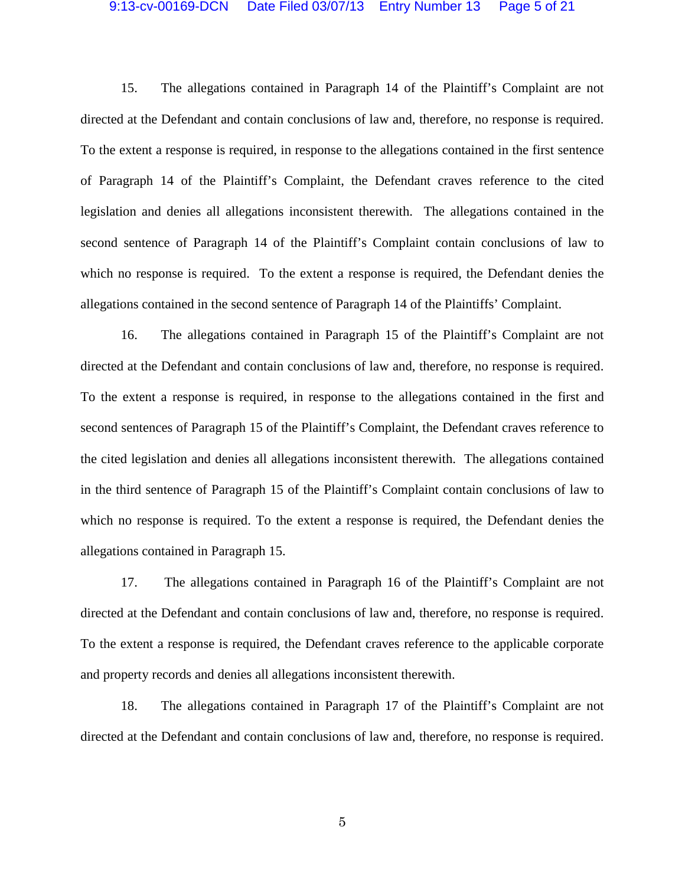15. The allegations contained in Paragraph 14 of the Plaintiff's Complaint are not directed at the Defendant and contain conclusions of law and, therefore, no response is required. To the extent a response is required, in response to the allegations contained in the first sentence of Paragraph 14 of the Plaintiff's Complaint, the Defendant craves reference to the cited legislation and denies all allegations inconsistent therewith. The allegations contained in the second sentence of Paragraph 14 of the Plaintiff's Complaint contain conclusions of law to which no response is required. To the extent a response is required, the Defendant denies the allegations contained in the second sentence of Paragraph 14 of the Plaintiffs' Complaint.

16. The allegations contained in Paragraph 15 of the Plaintiff's Complaint are not directed at the Defendant and contain conclusions of law and, therefore, no response is required. To the extent a response is required, in response to the allegations contained in the first and second sentences of Paragraph 15 of the Plaintiff's Complaint, the Defendant craves reference to the cited legislation and denies all allegations inconsistent therewith. The allegations contained in the third sentence of Paragraph 15 of the Plaintiff's Complaint contain conclusions of law to which no response is required. To the extent a response is required, the Defendant denies the allegations contained in Paragraph 15.

17. The allegations contained in Paragraph 16 of the Plaintiff's Complaint are not directed at the Defendant and contain conclusions of law and, therefore, no response is required. To the extent a response is required, the Defendant craves reference to the applicable corporate and property records and denies all allegations inconsistent therewith.

18. The allegations contained in Paragraph 17 of the Plaintiff's Complaint are not directed at the Defendant and contain conclusions of law and, therefore, no response is required.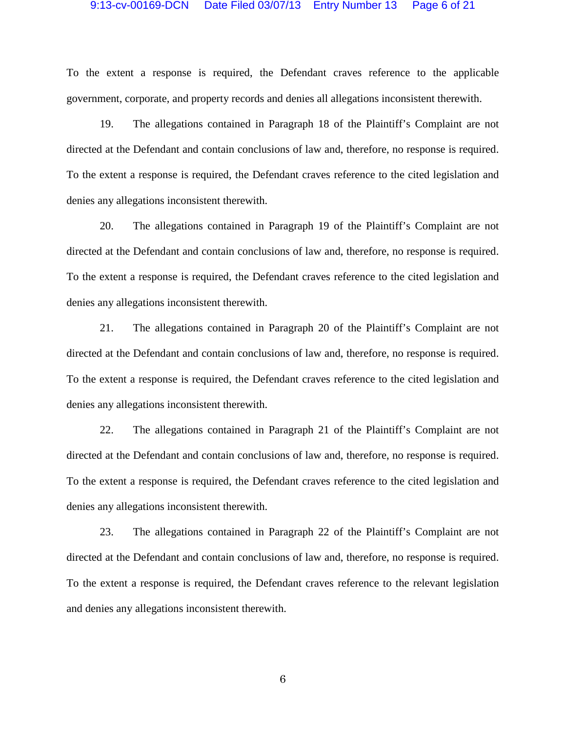To the extent a response is required, the Defendant craves reference to the applicable government, corporate, and property records and denies all allegations inconsistent therewith.

19. The allegations contained in Paragraph 18 of the Plaintiff's Complaint are not directed at the Defendant and contain conclusions of law and, therefore, no response is required. To the extent a response is required, the Defendant craves reference to the cited legislation and denies any allegations inconsistent therewith.

20. The allegations contained in Paragraph 19 of the Plaintiff's Complaint are not directed at the Defendant and contain conclusions of law and, therefore, no response is required. To the extent a response is required, the Defendant craves reference to the cited legislation and denies any allegations inconsistent therewith.

21. The allegations contained in Paragraph 20 of the Plaintiff's Complaint are not directed at the Defendant and contain conclusions of law and, therefore, no response is required. To the extent a response is required, the Defendant craves reference to the cited legislation and denies any allegations inconsistent therewith.

22. The allegations contained in Paragraph 21 of the Plaintiff's Complaint are not directed at the Defendant and contain conclusions of law and, therefore, no response is required. To the extent a response is required, the Defendant craves reference to the cited legislation and denies any allegations inconsistent therewith.

23. The allegations contained in Paragraph 22 of the Plaintiff's Complaint are not directed at the Defendant and contain conclusions of law and, therefore, no response is required. To the extent a response is required, the Defendant craves reference to the relevant legislation and denies any allegations inconsistent therewith.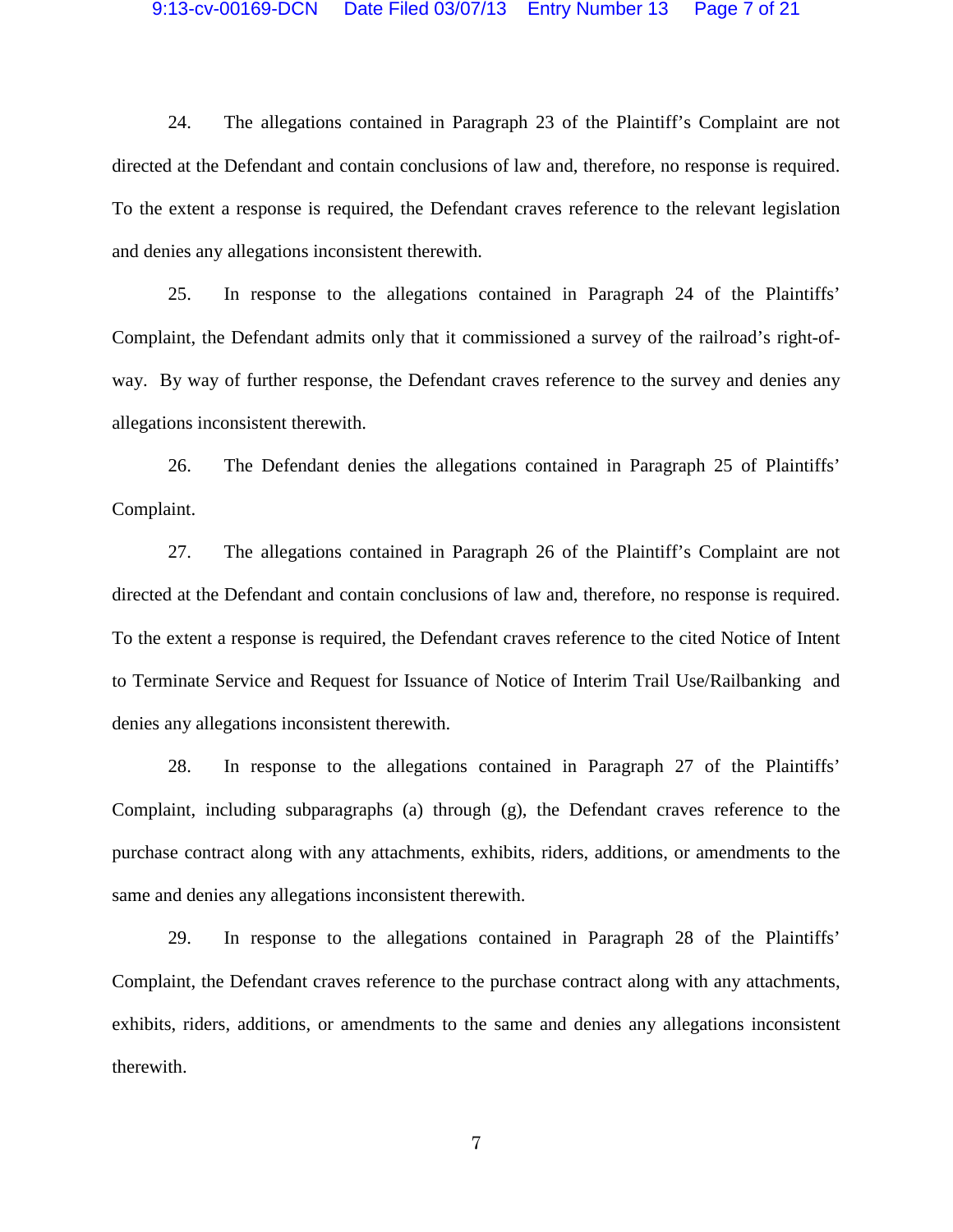24. The allegations contained in Paragraph 23 of the Plaintiff's Complaint are not directed at the Defendant and contain conclusions of law and, therefore, no response is required. To the extent a response is required, the Defendant craves reference to the relevant legislation and denies any allegations inconsistent therewith.

25. In response to the allegations contained in Paragraph 24 of the Plaintiffs' Complaint, the Defendant admits only that it commissioned a survey of the railroad's right-of-way. By way of further response, the Defendant craves reference to the survey and denies any allegations inconsistent therewith.

26. The Defendant denies the allegations contained in Paragraph 25 of Plaintiffs' Complaint.

27. The allegations contained in Paragraph 26 of the Plaintiff's Complaint are not directed at the Defendant and contain conclusions of law and, therefore, no response is required. To the extent a response is required, the Defendant craves reference to the cited Notice of Intent to Terminate Service and Request for Issuance of Notice of Interim Trail Use/Railbanking and denies any allegations inconsistent therewith.

28. In response to the allegations contained in Paragraph 27 of the Plaintiffs' Complaint, including subparagraphs (a) through (g), the Defendant craves reference to the purchase contract along with any attachments, exhibits, riders, additions, or amendments to the same and denies any allegations inconsistent therewith.

29. In response to the allegations contained in Paragraph 28 of the Plaintiffs' Complaint, the Defendant craves reference to the purchase contract along with any attachments, exhibits, riders, additions, or amendments to the same and denies any allegations inconsistent therewith.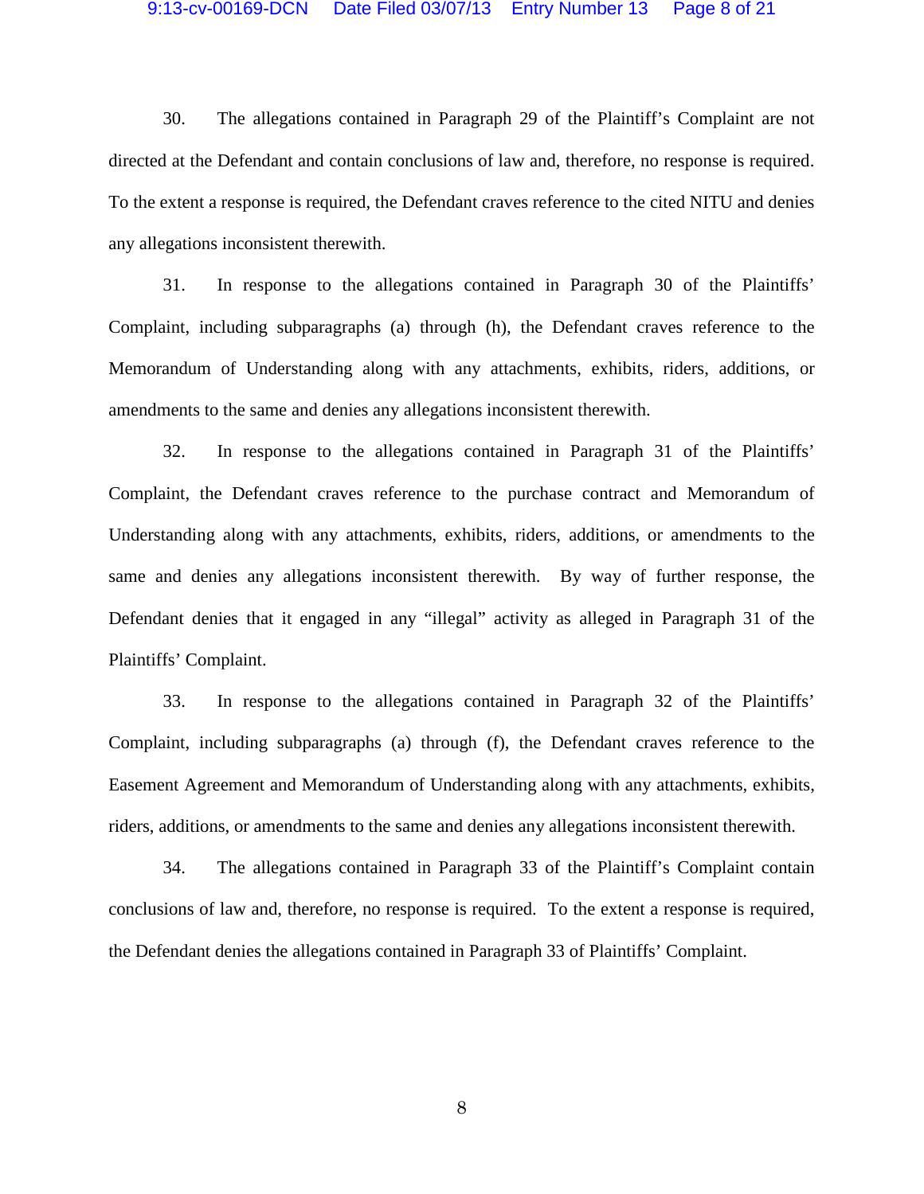30. The allegations contained in Paragraph 29 of the Plaintiff's Complaint are not directed at the Defendant and contain conclusions of law and, therefore, no response is required. To the extent a response is required, the Defendant craves reference to the cited NITU and denies any allegations inconsistent therewith.

31. In response to the allegations contained in Paragraph 30 of the Plaintiffs' Complaint, including subparagraphs (a) through (h), the Defendant craves reference to the Memorandum of Understanding along with any attachments, exhibits, riders, additions, or amendments to the same and denies any allegations inconsistent therewith.

32. In response to the allegations contained in Paragraph 31 of the Plaintiffs' Complaint, the Defendant craves reference to the purchase contract and Memorandum of Understanding along with any attachments, exhibits, riders, additions, or amendments to the same and denies any allegations inconsistent therewith. By way of further response, the Defendant denies that it engaged in any "illegal" activity as alleged in Paragraph 31 of the Plaintiffs' Complaint.

33. In response to the allegations contained in Paragraph 32 of the Plaintiffs' Complaint, including subparagraphs (a) through (f), the Defendant craves reference to the Easement Agreement and Memorandum of Understanding along with any attachments, exhibits, riders, additions, or amendments to the same and denies any allegations inconsistent therewith.

34. The allegations contained in Paragraph 33 of the Plaintiff's Complaint contain conclusions of law and, therefore, no response is required. To the extent a response is required, the Defendant denies the allegations contained in Paragraph 33 of Plaintiffs' Complaint.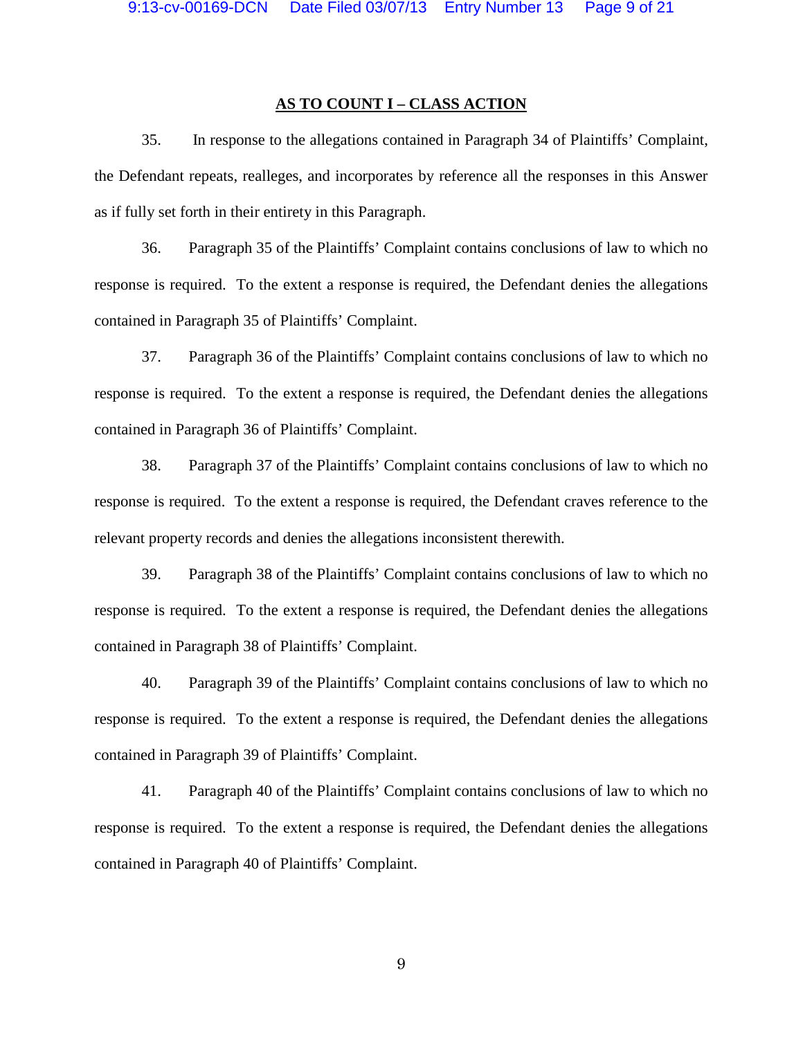**AS TO COUNT I – CLASS ACTION**

35. In response to the allegations contained in Paragraph 34 of Plaintiffs' Complaint, the Defendant repeats, realleges, and incorporates by reference all the responses in this Answer as if fully set forth in their entirety in this Paragraph.

36. Paragraph 35 of the Plaintiffs' Complaint contains conclusions of law to which no response is required. To the extent a response is required, the Defendant denies the allegations contained in Paragraph 35 of Plaintiffs' Complaint.

37. Paragraph 36 of the Plaintiffs' Complaint contains conclusions of law to which no response is required. To the extent a response is required, the Defendant denies the allegations contained in Paragraph 36 of Plaintiffs' Complaint.

38. Paragraph 37 of the Plaintiffs' Complaint contains conclusions of law to which no response is required. To the extent a response is required, the Defendant craves reference to the relevant property records and denies the allegations inconsistent therewith.

39. Paragraph 38 of the Plaintiffs' Complaint contains conclusions of law to which no response is required. To the extent a response is required, the Defendant denies the allegations contained in Paragraph 38 of Plaintiffs' Complaint.

40. Paragraph 39 of the Plaintiffs' Complaint contains conclusions of law to which no response is required. To the extent a response is required, the Defendant denies the allegations contained in Paragraph 39 of Plaintiffs' Complaint.

41. Paragraph 40 of the Plaintiffs' Complaint contains conclusions of law to which no response is required. To the extent a response is required, the Defendant denies the allegations contained in Paragraph 40 of Plaintiffs' Complaint.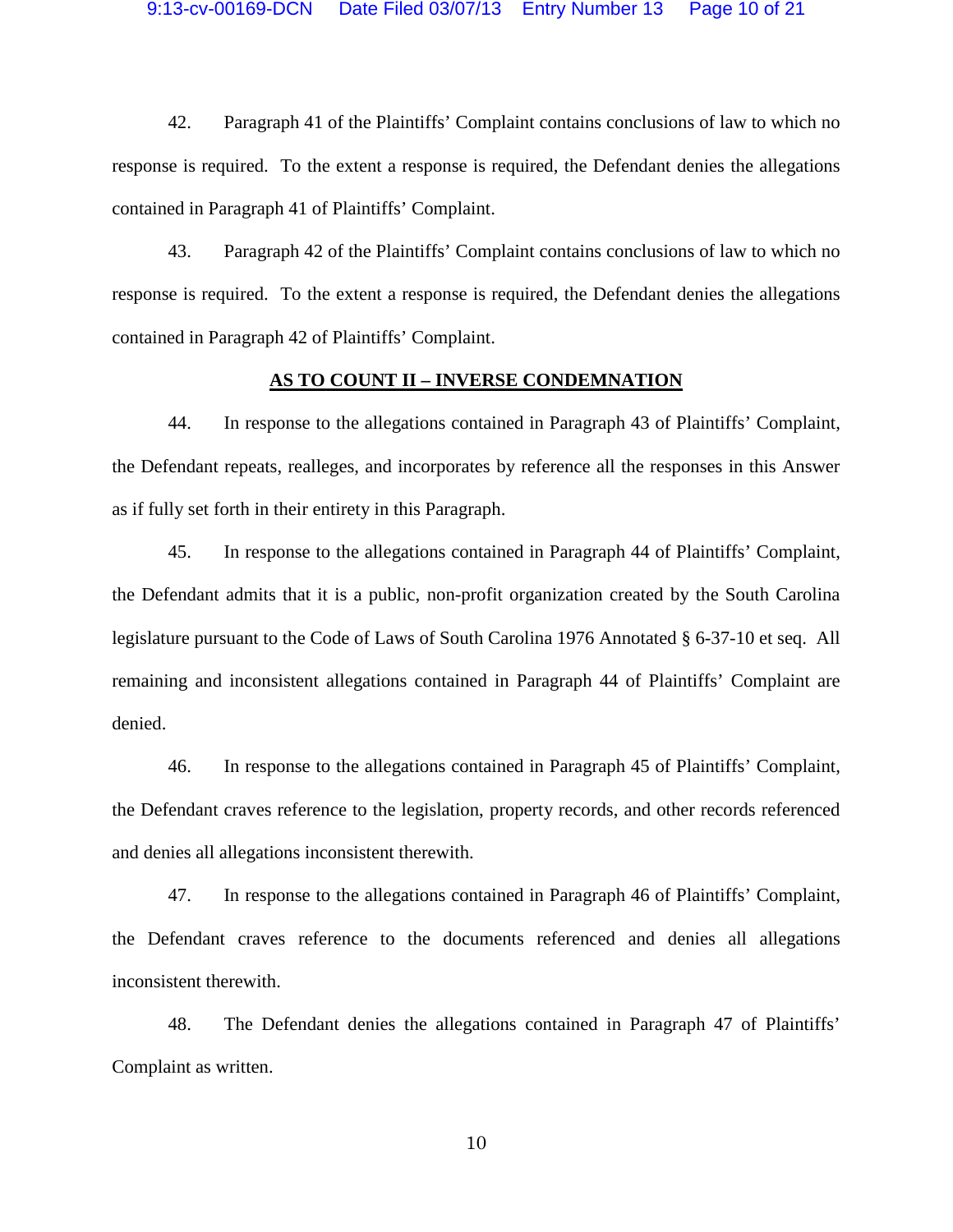42. Paragraph 41 of the Plaintiffs' Complaint contains conclusions of law to which no response is required. To the extent a response is required, the Defendant denies the allegations contained in Paragraph 41 of Plaintiffs' Complaint.

43. Paragraph 42 of the Plaintiffs' Complaint contains conclusions of law to which no response is required. To the extent a response is required, the Defendant denies the allegations contained in Paragraph 42 of Plaintiffs' Complaint.

**AS TO COUNT II – INVERSE CONDEMNATION**

44. In response to the allegations contained in Paragraph 43 of Plaintiffs' Complaint, the Defendant repeats, realleges, and incorporates by reference all the responses in this Answer as if fully set forth in their entirety in this Paragraph.

45. In response to the allegations contained in Paragraph 44 of Plaintiffs' Complaint, the Defendant admits that it is a public, non-profit organization created by the South Carolina legislature pursuant to the Code of Laws of South Carolina 1976 Annotated § 6-37-10 et seq. All remaining and inconsistent allegations contained in Paragraph 44 of Plaintiffs' Complaint are denied.

46. In response to the allegations contained in Paragraph 45 of Plaintiffs' Complaint, the Defendant craves reference to the legislation, property records, and other records referenced and denies all allegations inconsistent therewith.

47. In response to the allegations contained in Paragraph 46 of Plaintiffs' Complaint, the Defendant craves reference to the documents referenced and denies all allegations inconsistent therewith.

48. The Defendant denies the allegations contained in Paragraph 47 of Plaintiffs' Complaint as written.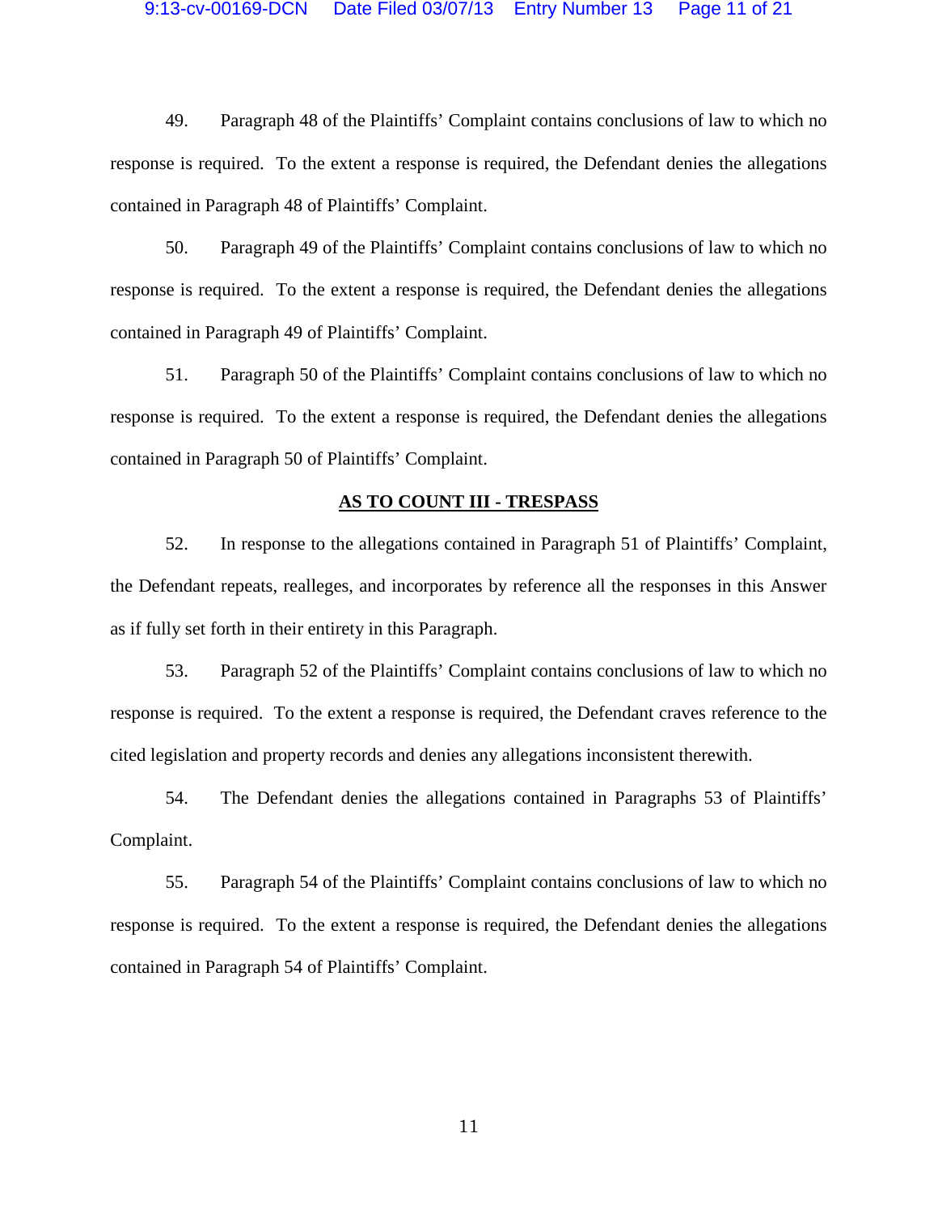49. Paragraph 48 of the Plaintiffs' Complaint contains conclusions of law to which no response is required. To the extent a response is required, the Defendant denies the allegations contained in Paragraph 48 of Plaintiffs' Complaint.

50. Paragraph 49 of the Plaintiffs' Complaint contains conclusions of law to which no response is required. To the extent a response is required, the Defendant denies the allegations contained in Paragraph 49 of Plaintiffs' Complaint.

51. Paragraph 50 of the Plaintiffs' Complaint contains conclusions of law to which no response is required. To the extent a response is required, the Defendant denies the allegations contained in Paragraph 50 of Plaintiffs' Complaint.

## AS TO COUNT III - TRESPASS

52. In response to the allegations contained in Paragraph 51 of Plaintiffs' Complaint, the Defendant repeats, realleges, and incorporates by reference all the responses in this Answer as if fully set forth in their entirety in this Paragraph.

53. Paragraph 52 of the Plaintiffs' Complaint contains conclusions of law to which no response is required. To the extent a response is required, the Defendant craves reference to the cited legislation and property records and denies any allegations inconsistent therewith.

54. The Defendant denies the allegations contained in Paragraphs 53 of Plaintiffs' Complaint.

55. Paragraph 54 of the Plaintiffs' Complaint contains conclusions of law to which no response is required. To the extent a response is required, the Defendant denies the allegations contained in Paragraph 54 of Plaintiffs' Complaint.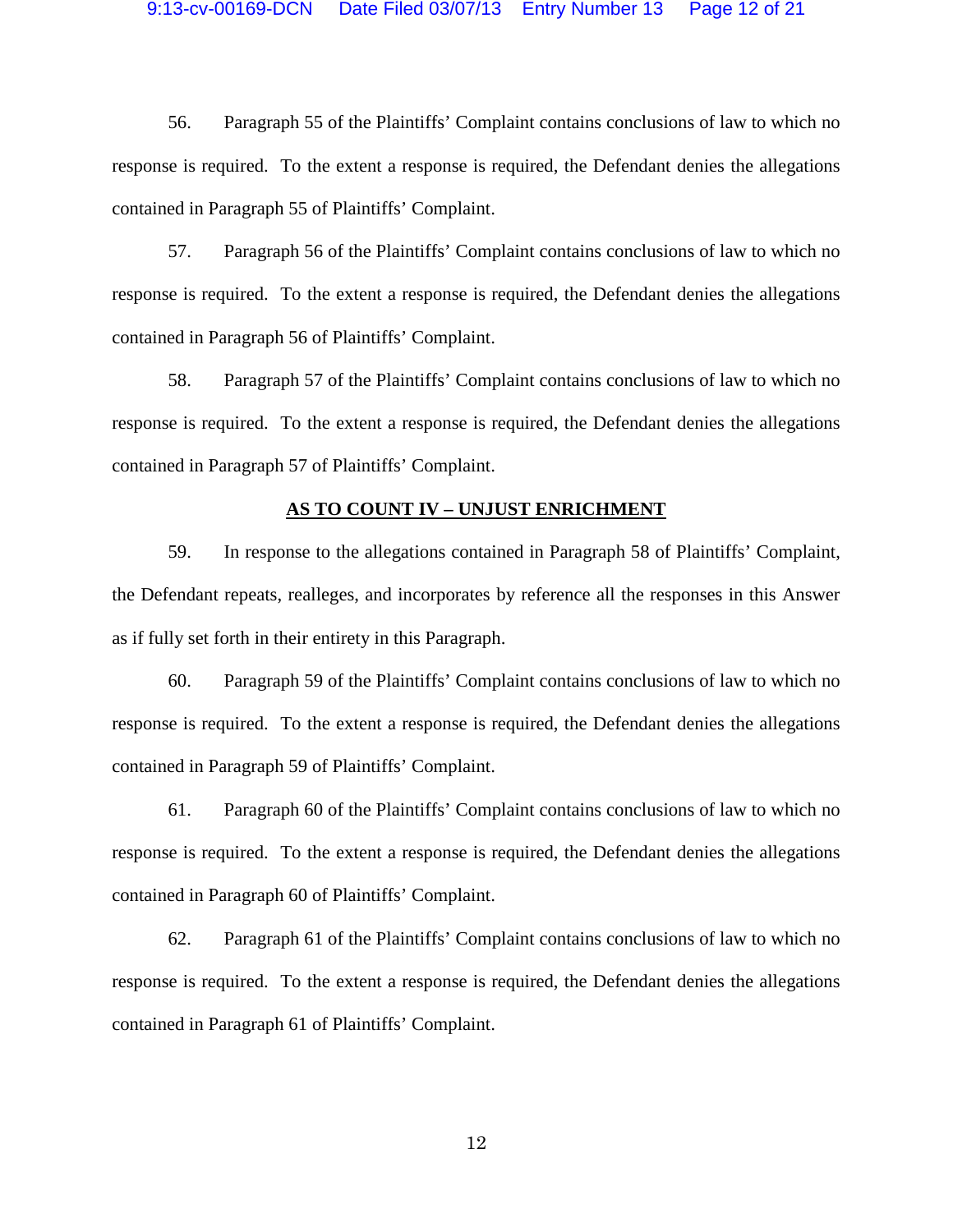56. Paragraph 55 of the Plaintiffs' Complaint contains conclusions of law to which no response is required. To the extent a response is required, the Defendant denies the allegations contained in Paragraph 55 of Plaintiffs' Complaint.

57. Paragraph 56 of the Plaintiffs' Complaint contains conclusions of law to which no response is required. To the extent a response is required, the Defendant denies the allegations contained in Paragraph 56 of Plaintiffs' Complaint.

58. Paragraph 57 of the Plaintiffs' Complaint contains conclusions of law to which no response is required. To the extent a response is required, the Defendant denies the allegations contained in Paragraph 57 of Plaintiffs' Complaint.

**AS TO COUNT IV – UNJUST ENRICHMENT**

59. In response to the allegations contained in Paragraph 58 of Plaintiffs' Complaint, the Defendant repeats, realleges, and incorporates by reference all the responses in this Answer as if fully set forth in their entirety in this Paragraph.

60. Paragraph 59 of the Plaintiffs' Complaint contains conclusions of law to which no response is required. To the extent a response is required, the Defendant denies the allegations contained in Paragraph 59 of Plaintiffs' Complaint.

61. Paragraph 60 of the Plaintiffs' Complaint contains conclusions of law to which no response is required. To the extent a response is required, the Defendant denies the allegations contained in Paragraph 60 of Plaintiffs' Complaint.

62. Paragraph 61 of the Plaintiffs' Complaint contains conclusions of law to which no response is required. To the extent a response is required, the Defendant denies the allegations contained in Paragraph 61 of Plaintiffs' Complaint.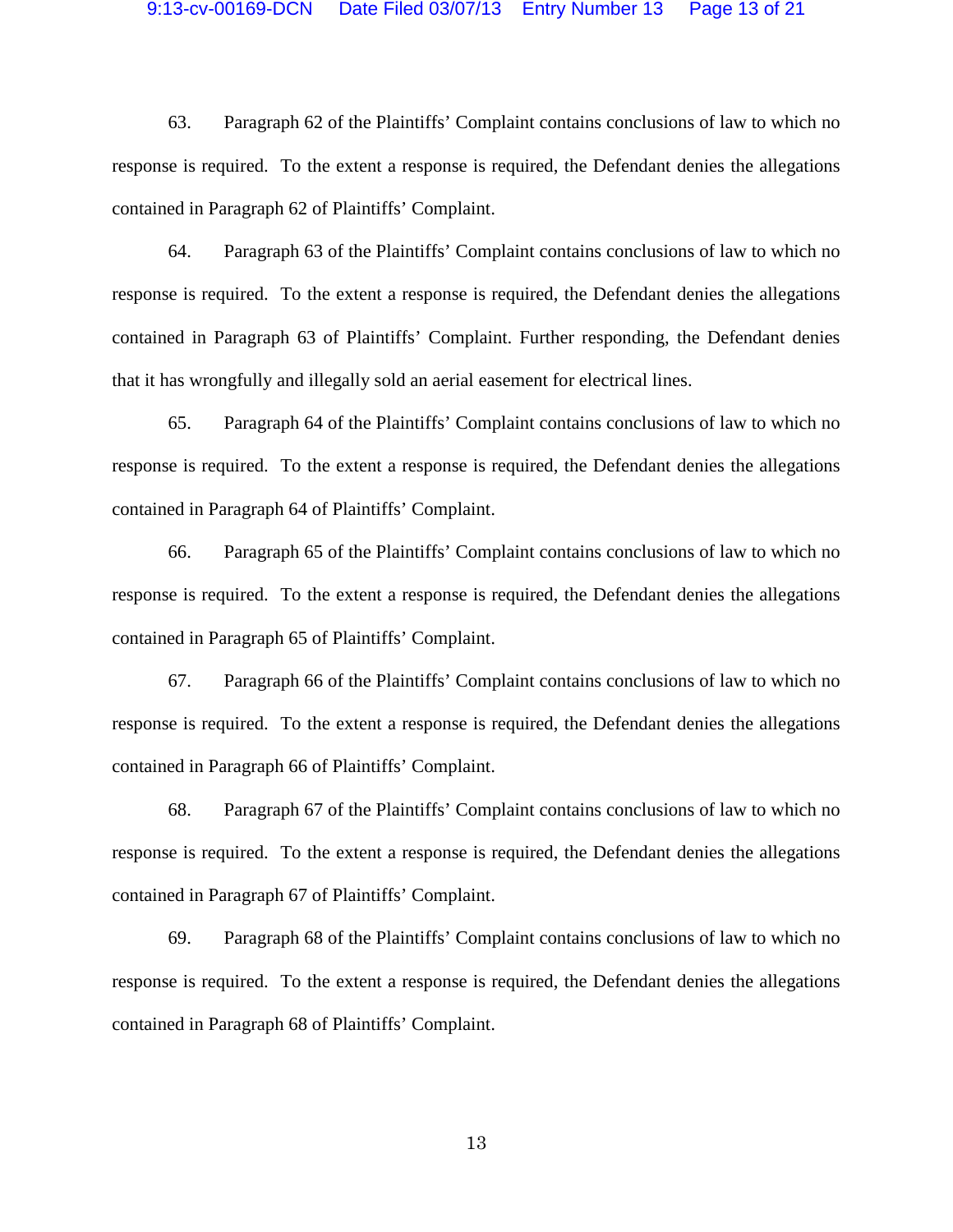63. Paragraph 62 of the Plaintiffs' Complaint contains conclusions of law to which no response is required. To the extent a response is required, the Defendant denies the allegations contained in Paragraph 62 of Plaintiffs' Complaint.

64. Paragraph 63 of the Plaintiffs' Complaint contains conclusions of law to which no response is required. To the extent a response is required, the Defendant denies the allegations contained in Paragraph 63 of Plaintiffs' Complaint. Further responding, the Defendant denies that it has wrongfully and illegally sold an aerial easement for electrical lines.

65. Paragraph 64 of the Plaintiffs' Complaint contains conclusions of law to which no response is required. To the extent a response is required, the Defendant denies the allegations contained in Paragraph 64 of Plaintiffs' Complaint.

66. Paragraph 65 of the Plaintiffs' Complaint contains conclusions of law to which no response is required. To the extent a response is required, the Defendant denies the allegations contained in Paragraph 65 of Plaintiffs' Complaint.

67. Paragraph 66 of the Plaintiffs' Complaint contains conclusions of law to which no response is required. To the extent a response is required, the Defendant denies the allegations contained in Paragraph 66 of Plaintiffs' Complaint.

68. Paragraph 67 of the Plaintiffs' Complaint contains conclusions of law to which no response is required. To the extent a response is required, the Defendant denies the allegations contained in Paragraph 67 of Plaintiffs' Complaint.

69. Paragraph 68 of the Plaintiffs' Complaint contains conclusions of law to which no response is required. To the extent a response is required, the Defendant denies the allegations contained in Paragraph 68 of Plaintiffs' Complaint.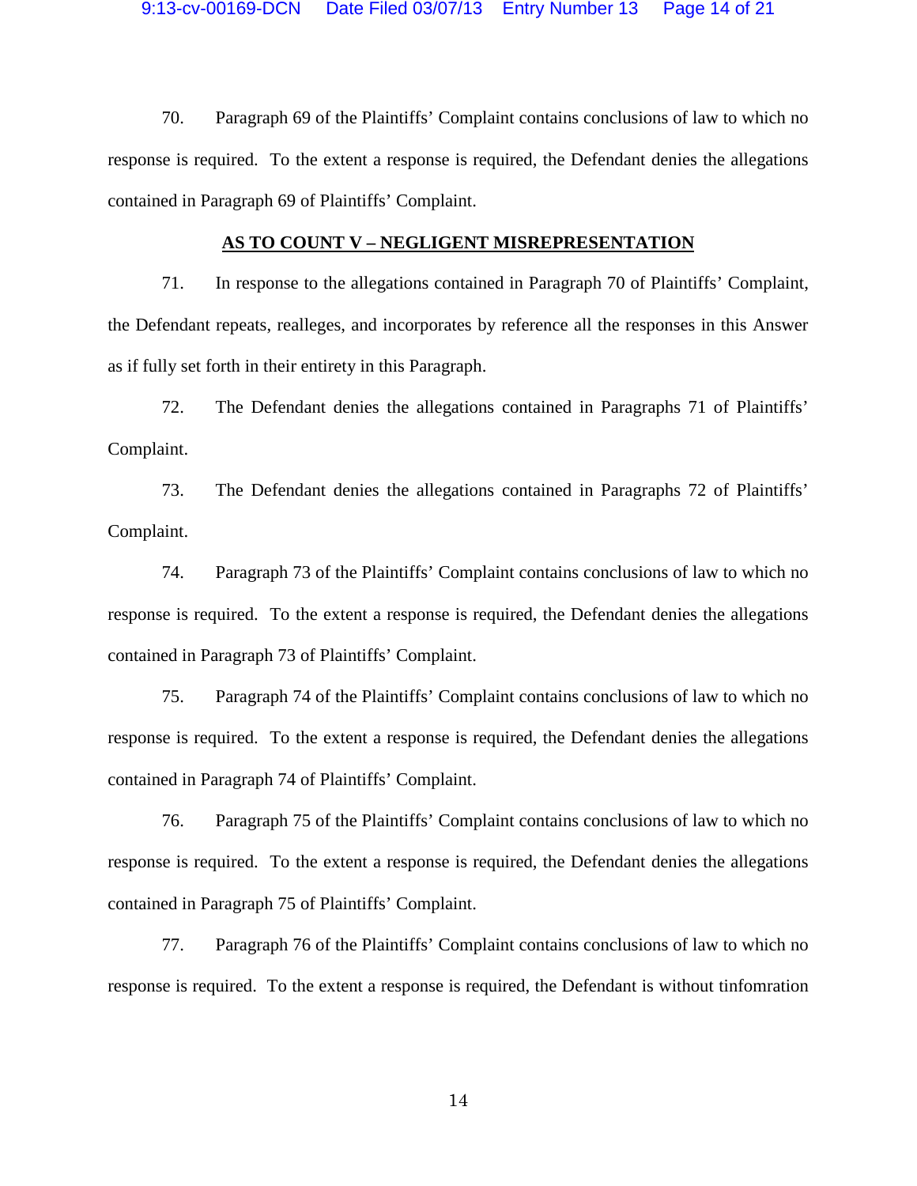70. Paragraph 69 of the Plaintiffs' Complaint contains conclusions of law to which no response is required. To the extent a response is required, the Defendant denies the allegations contained in Paragraph 69 of Plaintiffs' Complaint.

**AS TO COUNT V – NEGLIGENT MISREPRESENTATION**

71. In response to the allegations contained in Paragraph 70 of Plaintiffs' Complaint, the Defendant repeats, realleges, and incorporates by reference all the responses in this Answer as if fully set forth in their entirety in this Paragraph.

72. The Defendant denies the allegations contained in Paragraphs 71 of Plaintiffs' Complaint.

73. The Defendant denies the allegations contained in Paragraphs 72 of Plaintiffs' Complaint.

74. Paragraph 73 of the Plaintiffs' Complaint contains conclusions of law to which no response is required. To the extent a response is required, the Defendant denies the allegations contained in Paragraph 73 of Plaintiffs' Complaint.

75. Paragraph 74 of the Plaintiffs' Complaint contains conclusions of law to which no response is required. To the extent a response is required, the Defendant denies the allegations contained in Paragraph 74 of Plaintiffs' Complaint.

76. Paragraph 75 of the Plaintiffs' Complaint contains conclusions of law to which no response is required. To the extent a response is required, the Defendant denies the allegations contained in Paragraph 75 of Plaintiffs' Complaint.

77. Paragraph 76 of the Plaintiffs' Complaint contains conclusions of law to which no response is required. To the extent a response is required, the Defendant is without tinfomration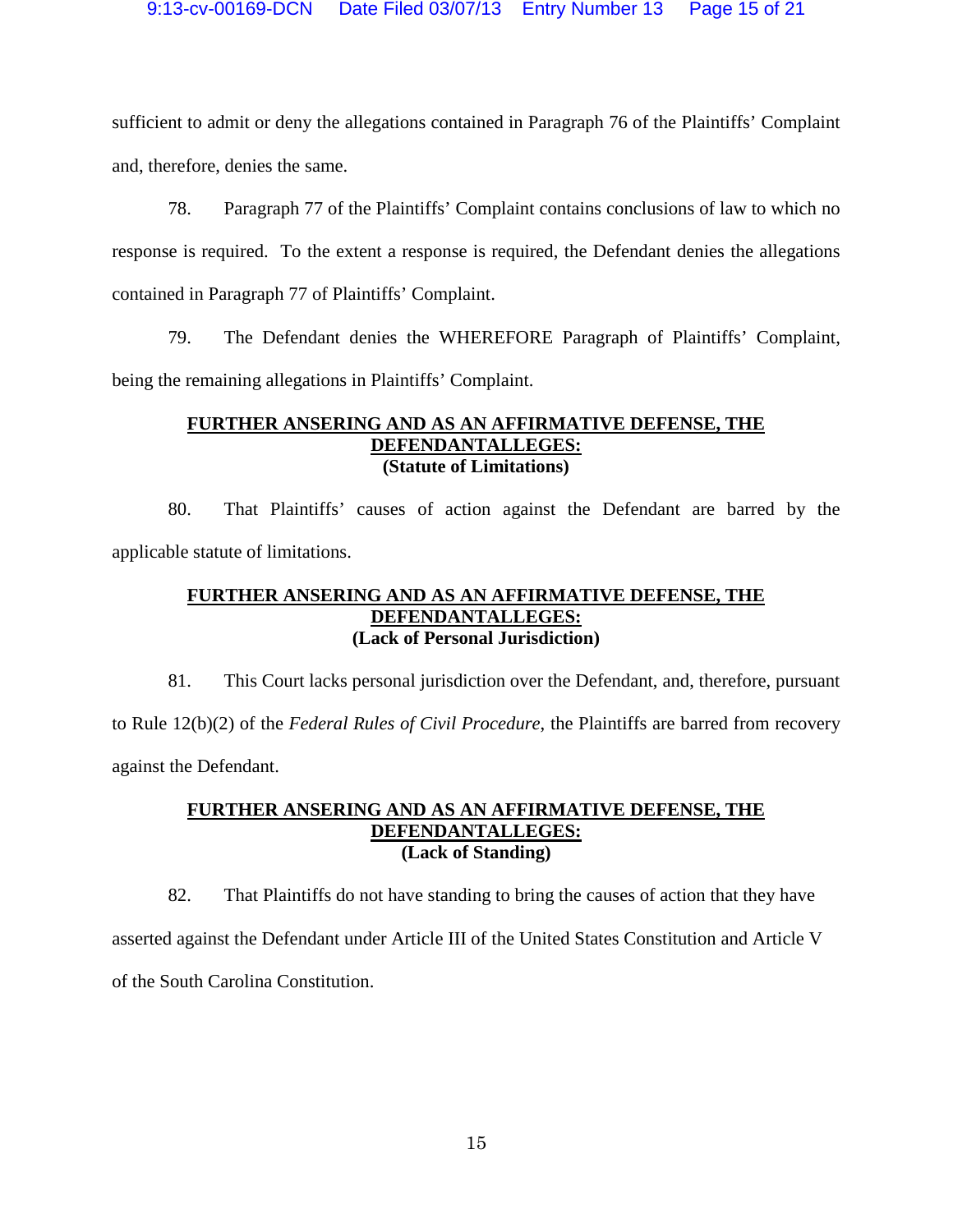sufficient to admit or deny the allegations contained in Paragraph 76 of the Plaintiffs' Complaint and, therefore, denies the same.

78. Paragraph 77 of the Plaintiffs' Complaint contains conclusions of law to which no response is required. To the extent a response is required, the Defendant denies the allegations contained in Paragraph 77 of Plaintiffs' Complaint.

79. The Defendant denies the WHEREFORE Paragraph of Plaintiffs' Complaint, being the remaining allegations in Plaintiffs' Complaint.

**<u>FURTHER ANSERING AND AS AN AFFIRMATIVE DEFENSE, THE DEFENDANTALLEGES:</u>**
**(Statute of Limitations)**

80. That Plaintiffs' causes of action against the Defendant are barred by the applicable statute of limitations.

**<u>FURTHER ANSERING AND AS AN AFFIRMATIVE DEFENSE, THE DEFENDANTALLEGES:</u>**
**(Lack of Personal Jurisdiction)**

81. This Court lacks personal jurisdiction over the Defendant, and, therefore, pursuant to Rule 12(b)(2) of the *Federal Rules of Civil Procedure*, the Plaintiffs are barred from recovery against the Defendant.

**<u>FURTHER ANSERING AND AS AN AFFIRMATIVE DEFENSE, THE DEFENDANTALLEGES:</u>**
**(Lack of Standing)**

82. That Plaintiffs do not have standing to bring the causes of action that they have asserted against the Defendant under Article III of the United States Constitution and Article V of the South Carolina Constitution.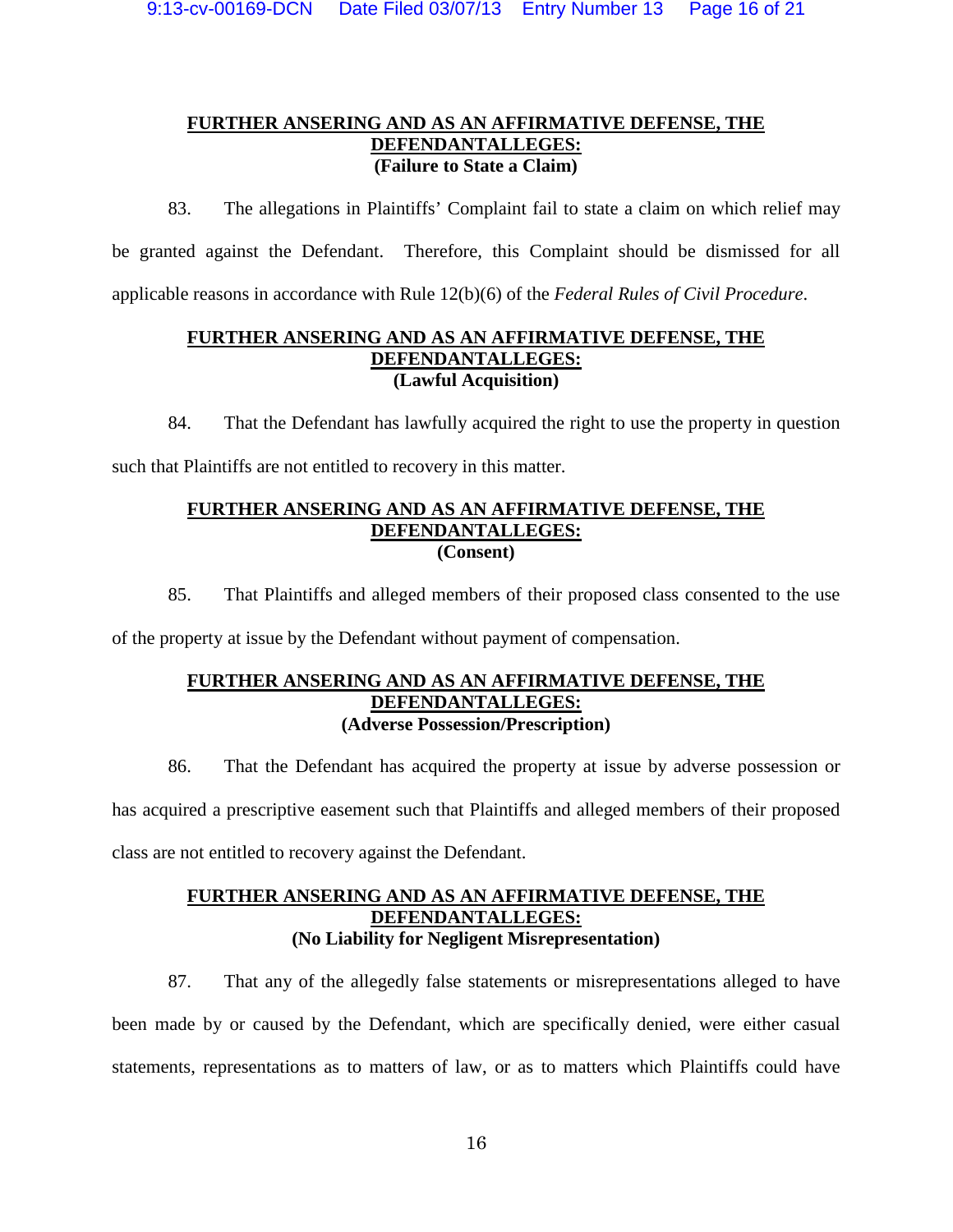**<u>FURTHER ANSERING AND AS AN AFFIRMATIVE DEFENSE, THE DEFENDANTALLEGES:</u>**
**(Failure to State a Claim)**

83. The allegations in Plaintiffs' Complaint fail to state a claim on which relief may be granted against the Defendant. Therefore, this Complaint should be dismissed for all applicable reasons in accordance with Rule 12(b)(6) of the *Federal Rules of Civil Procedure*.

**<u>FURTHER ANSERING AND AS AN AFFIRMATIVE DEFENSE, THE DEFENDANTALLEGES:</u>**
**(Lawful Acquisition)**

84. That the Defendant has lawfully acquired the right to use the property in question such that Plaintiffs are not entitled to recovery in this matter.

**<u>FURTHER ANSERING AND AS AN AFFIRMATIVE DEFENSE, THE DEFENDANTALLEGES:</u>**
**(Consent)**

85. That Plaintiffs and alleged members of their proposed class consented to the use of the property at issue by the Defendant without payment of compensation.

**<u>FURTHER ANSERING AND AS AN AFFIRMATIVE DEFENSE, THE DEFENDANTALLEGES:</u>**
**(Adverse Possession/Prescription)**

86. That the Defendant has acquired the property at issue by adverse possession or has acquired a prescriptive easement such that Plaintiffs and alleged members of their proposed class are not entitled to recovery against the Defendant.

**<u>FURTHER ANSERING AND AS AN AFFIRMATIVE DEFENSE, THE DEFENDANTALLEGES:</u>**
**(No Liability for Negligent Misrepresentation)**

87. That any of the allegedly false statements or misrepresentations alleged to have been made by or caused by the Defendant, which are specifically denied, were either casual statements, representations as to matters of law, or as to matters which Plaintiffs could have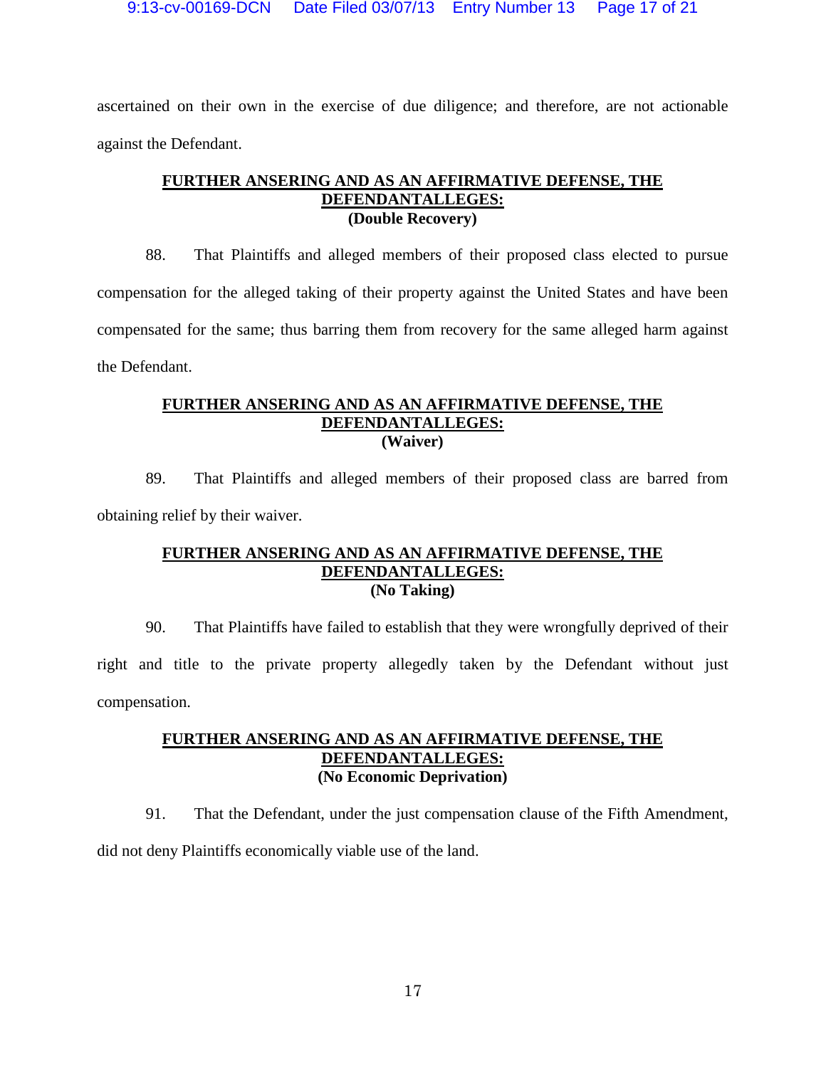ascertained on their own in the exercise of due diligence; and therefore, are not actionable against the Defendant.

**FURTHER ANSERING AND AS AN AFFIRMATIVE DEFENSE, THE DEFENDANTALLEGES:**
**(Double Recovery)**

88. That Plaintiffs and alleged members of their proposed class elected to pursue compensation for the alleged taking of their property against the United States and have been compensated for the same; thus barring them from recovery for the same alleged harm against the Defendant.

**FURTHER ANSERING AND AS AN AFFIRMATIVE DEFENSE, THE DEFENDANTALLEGES:**
**(Waiver)**

89. That Plaintiffs and alleged members of their proposed class are barred from obtaining relief by their waiver.

**FURTHER ANSERING AND AS AN AFFIRMATIVE DEFENSE, THE DEFENDANTALLEGES:**
**(No Taking)**

90. That Plaintiffs have failed to establish that they were wrongfully deprived of their right and title to the private property allegedly taken by the Defendant without just compensation.

**FURTHER ANSERING AND AS AN AFFIRMATIVE DEFENSE, THE DEFENDANTALLEGES:**
**(No Economic Deprivation)**

91. That the Defendant, under the just compensation clause of the Fifth Amendment, did not deny Plaintiffs economically viable use of the land.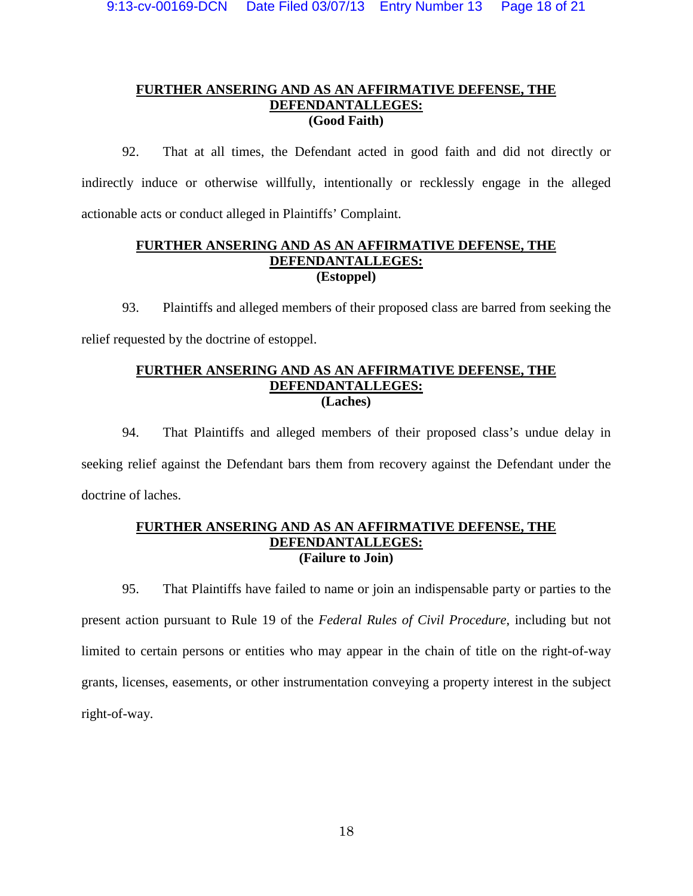**<u>FURTHER ANSERING AND AS AN AFFIRMATIVE DEFENSE, THE DEFENDANTALLEGES:</u>**
**(Good Faith)**

92. That at all times, the Defendant acted in good faith and did not directly or indirectly induce or otherwise willfully, intentionally or recklessly engage in the alleged actionable acts or conduct alleged in Plaintiffs' Complaint.

**<u>FURTHER ANSERING AND AS AN AFFIRMATIVE DEFENSE, THE DEFENDANTALLEGES:</u>**
**(Estoppel)**

93. Plaintiffs and alleged members of their proposed class are barred from seeking the relief requested by the doctrine of estoppel.

**<u>FURTHER ANSERING AND AS AN AFFIRMATIVE DEFENSE, THE DEFENDANTALLEGES:</u>**
**(Laches)**

94. That Plaintiffs and alleged members of their proposed class's undue delay in seeking relief against the Defendant bars them from recovery against the Defendant under the doctrine of laches.

**<u>FURTHER ANSERING AND AS AN AFFIRMATIVE DEFENSE, THE DEFENDANTALLEGES:</u>**
**(Failure to Join)**

95. That Plaintiffs have failed to name or join an indispensable party or parties to the present action pursuant to Rule 19 of the *Federal Rules of Civil Procedure*, including but not limited to certain persons or entities who may appear in the chain of title on the right-of-way grants, licenses, easements, or other instrumentation conveying a property interest in the subject right-of-way.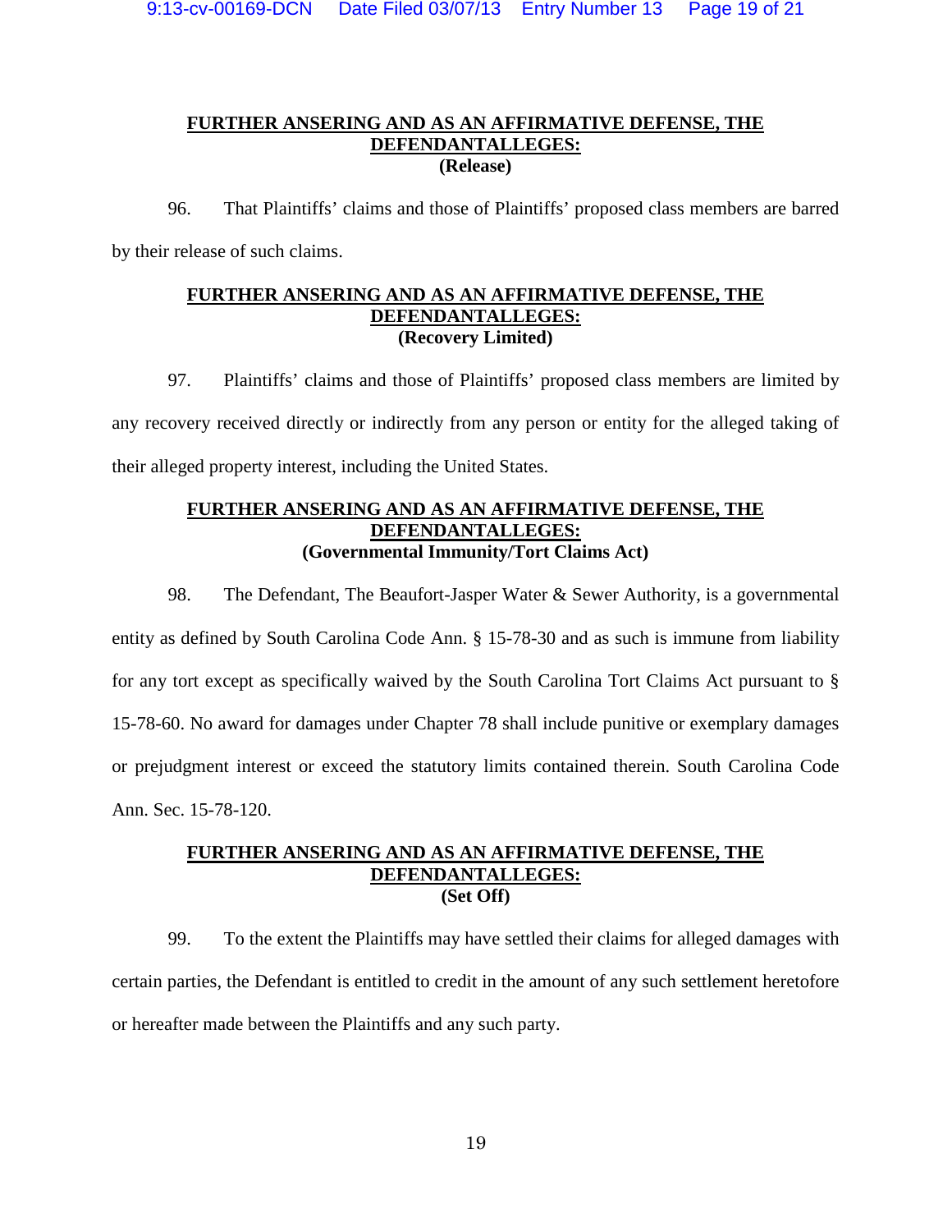**FURTHER ANSERING AND AS AN AFFIRMATIVE DEFENSE, THE DEFENDANTALLEGES:**
**(Release)**

96. That Plaintiffs' claims and those of Plaintiffs' proposed class members are barred by their release of such claims.

**FURTHER ANSERING AND AS AN AFFIRMATIVE DEFENSE, THE DEFENDANTALLEGES:**
**(Recovery Limited)**

97. Plaintiffs' claims and those of Plaintiffs' proposed class members are limited by any recovery received directly or indirectly from any person or entity for the alleged taking of their alleged property interest, including the United States.

**FURTHER ANSERING AND AS AN AFFIRMATIVE DEFENSE, THE DEFENDANTALLEGES:**
**(Governmental Immunity/Tort Claims Act)**

98. The Defendant, The Beaufort-Jasper Water & Sewer Authority, is a governmental entity as defined by South Carolina Code Ann. § 15-78-30 and as such is immune from liability for any tort except as specifically waived by the South Carolina Tort Claims Act pursuant to § 15-78-60. No award for damages under Chapter 78 shall include punitive or exemplary damages or prejudgment interest or exceed the statutory limits contained therein. South Carolina Code Ann. Sec. 15-78-120.

**FURTHER ANSERING AND AS AN AFFIRMATIVE DEFENSE, THE DEFENDANTALLEGES:**
**(Set Off)**

99. To the extent the Plaintiffs may have settled their claims for alleged damages with certain parties, the Defendant is entitled to credit in the amount of any such settlement heretofore or hereafter made between the Plaintiffs and any such party.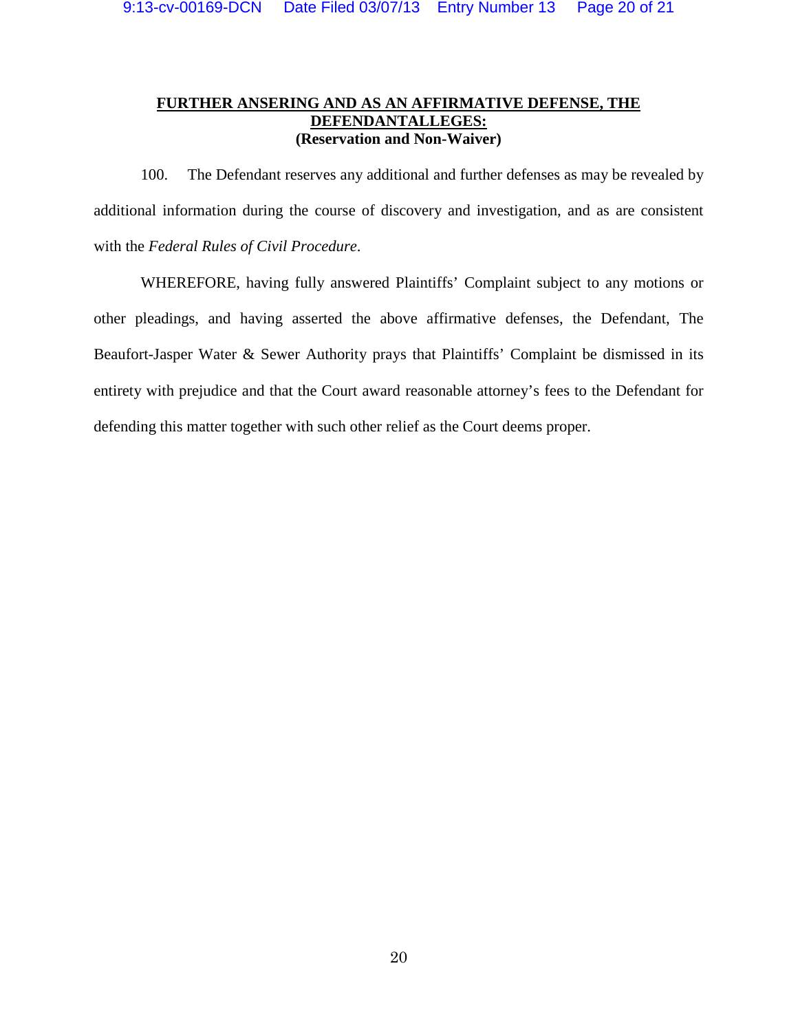**FURTHER ANSERING AND AS AN AFFIRMATIVE DEFENSE, THE DEFENDANTALLEGES:**
**(Reservation and Non-Waiver)**

100. The Defendant reserves any additional and further defenses as may be revealed by additional information during the course of discovery and investigation, and as are consistent with the *Federal Rules of Civil Procedure*.

WHEREFORE, having fully answered Plaintiffs' Complaint subject to any motions or other pleadings, and having asserted the above affirmative defenses, the Defendant, The Beaufort-Jasper Water & Sewer Authority prays that Plaintiffs' Complaint be dismissed in its entirety with prejudice and that the Court award reasonable attorney's fees to the Defendant for defending this matter together with such other relief as the Court deems proper.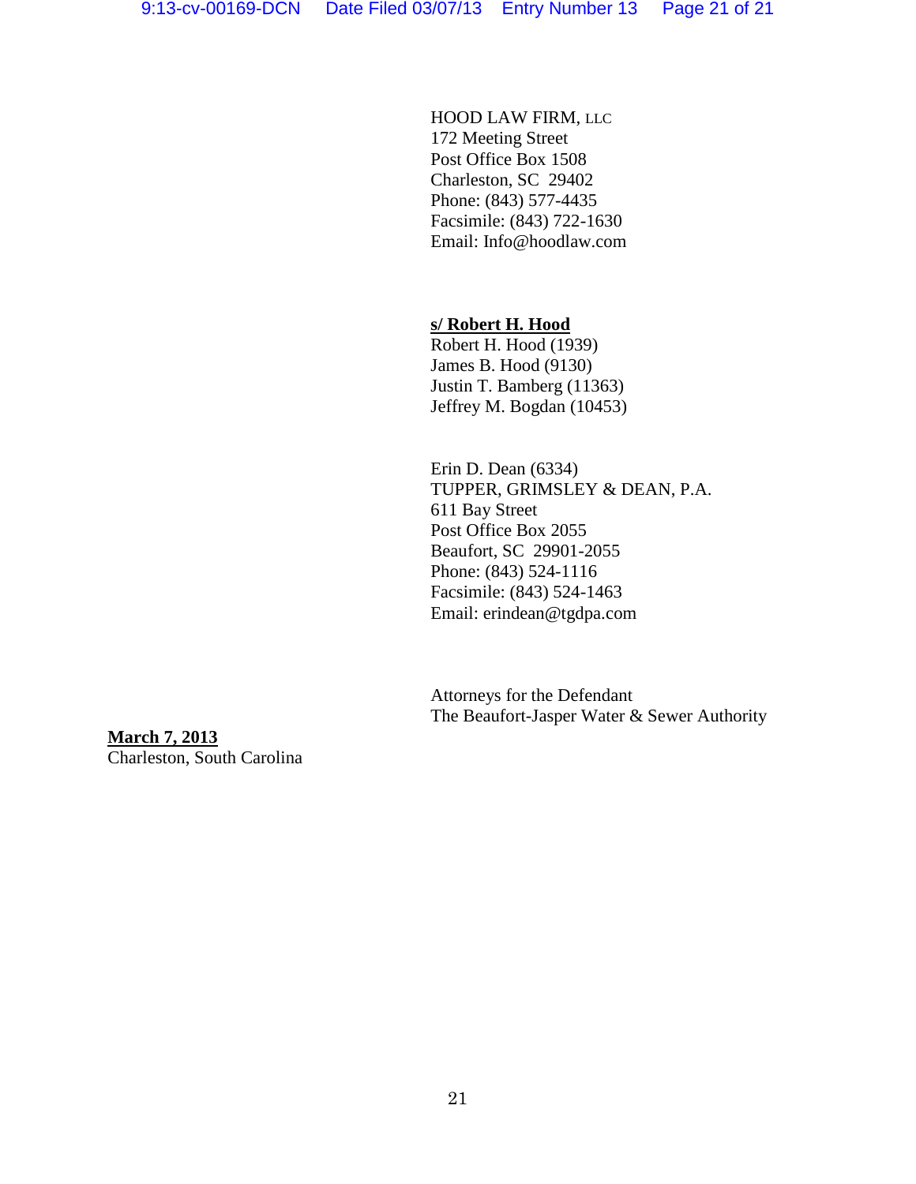HOOD LAW FIRM, LLC
172 Meeting Street
Post Office Box 1508
Charleston, SC 29402
Phone: (843) 577-4435
Facsimile: (843) 722-1630
Email: Info@hoodlaw.com

**s/ Robert H. Hood**
Robert H. Hood (1939)
James B. Hood (9130)
Justin T. Bamberg (11363)
Jeffrey M. Bogdan (10453)

Erin D. Dean (6334)
TUPPER, GRIMSLEY & DEAN, P.A.
611 Bay Street
Post Office Box 2055
Beaufort, SC 29901-2055
Phone: (843) 524-1116
Facsimile: (843) 524-1463
Email: erindean@tgdpa.com

Attorneys for the Defendant
The Beaufort-Jasper Water & Sewer Authority

**March 7, 2013**
Charleston, South Carolina